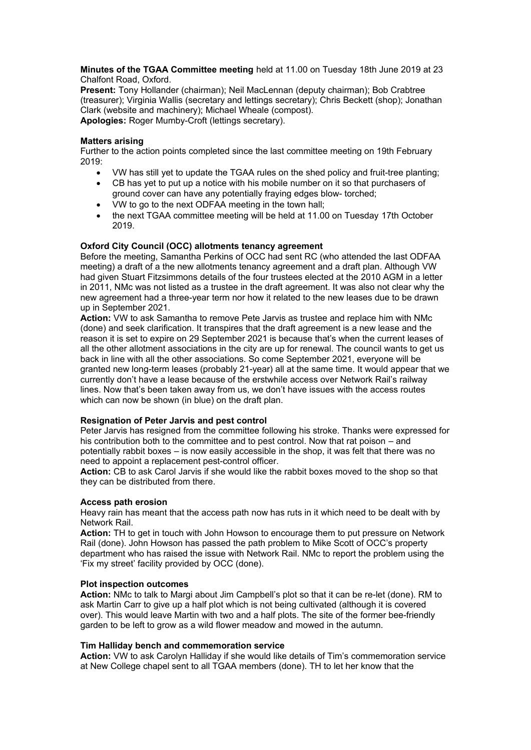**Minutes of the TGAA Committee meeting** held at 11.00 on Tuesday 18th June 2019 at 23 Chalfont Road, Oxford.

**Present:** Tony Hollander (chairman); Neil MacLennan (deputy chairman); Bob Crabtree (treasurer); Virginia Wallis (secretary and lettings secretary); Chris Beckett (shop); Jonathan Clark (website and machinery); Michael Wheale (compost).

**Apologies:** Roger Mumby-Croft (lettings secretary).

**Matters arising**

Further to the action points completed since the last committee meeting on 19th February 2019:

- VW has still yet to update the TGAA rules on the shed policy and fruit-tree planting;
- CB has yet to put up a notice with his mobile number on it so that purchasers of ground cover can have any potentially fraying edges blow- torched;
- VW to go to the next ODFAA meeting in the town hall;
- the next TGAA committee meeting will be held at 11.00 on Tuesday 17th October 2019.

**Oxford City Council (OCC) allotments tenancy agreement**

Before the meeting, Samantha Perkins of OCC had sent RC (who attended the last ODFAA meeting) a draft of a the new allotments tenancy agreement and a draft plan. Although VW had given Stuart Fitzsimmons details of the four trustees elected at the 2010 AGM in a letter in 2011, NMc was not listed as a trustee in the draft agreement. It was also not clear why the new agreement had a three-year term nor how it related to the new leases due to be drawn up in September 2021.

**Action:** VW to ask Samantha to remove Pete Jarvis as trustee and replace him with NMc (done) and seek clarification. It transpires that the draft agreement is a new lease and the reason it is set to expire on 29 September 2021 is because that's when the current leases of all the other allotment associations in the city are up for renewal. The council wants to get us back in line with all the other associations. So come September 2021, everyone will be granted new long-term leases (probably 21-year) all at the same time. It would appear that we currently don't have a lease because of the erstwhile access over Network Rail's railway lines. Now that's been taken away from us, we don't have issues with the access routes which can now be shown (in blue) on the draft plan.

**Resignation of Peter Jarvis and pest control**

Peter Jarvis has resigned from the committee following his stroke. Thanks were expressed for his contribution both to the committee and to pest control. Now that rat poison – and potentially rabbit boxes – is now easily accessible in the shop, it was felt that there was no need to appoint a replacement pest-control officer.

**Action:** CB to ask Carol Jarvis if she would like the rabbit boxes moved to the shop so that they can be distributed from there.

**Access path erosion**

Heavy rain has meant that the access path now has ruts in it which need to be dealt with by Network Rail.

**Action:** TH to get in touch with John Howson to encourage them to put pressure on Network Rail (done). John Howson has passed the path problem to Mike Scott of OCC's property department who has raised the issue with Network Rail. NMc to report the problem using the 'Fix my street' facility provided by OCC (done).

**Plot inspection outcomes**

**Action:** NMc to talk to Margi about Jim Campbell's plot so that it can be re-let (done). RM to ask Martin Carr to give up a half plot which is not being cultivated (although it is covered over). This would leave Martin with two and a half plots. The site of the former bee-friendly garden to be left to grow as a wild flower meadow and mowed in the autumn.

**Tim Halliday bench and commemoration service**

**Action:** VW to ask Carolyn Halliday if she would like details of Tim's commemoration service at New College chapel sent to all TGAA members (done). TH to let her know that the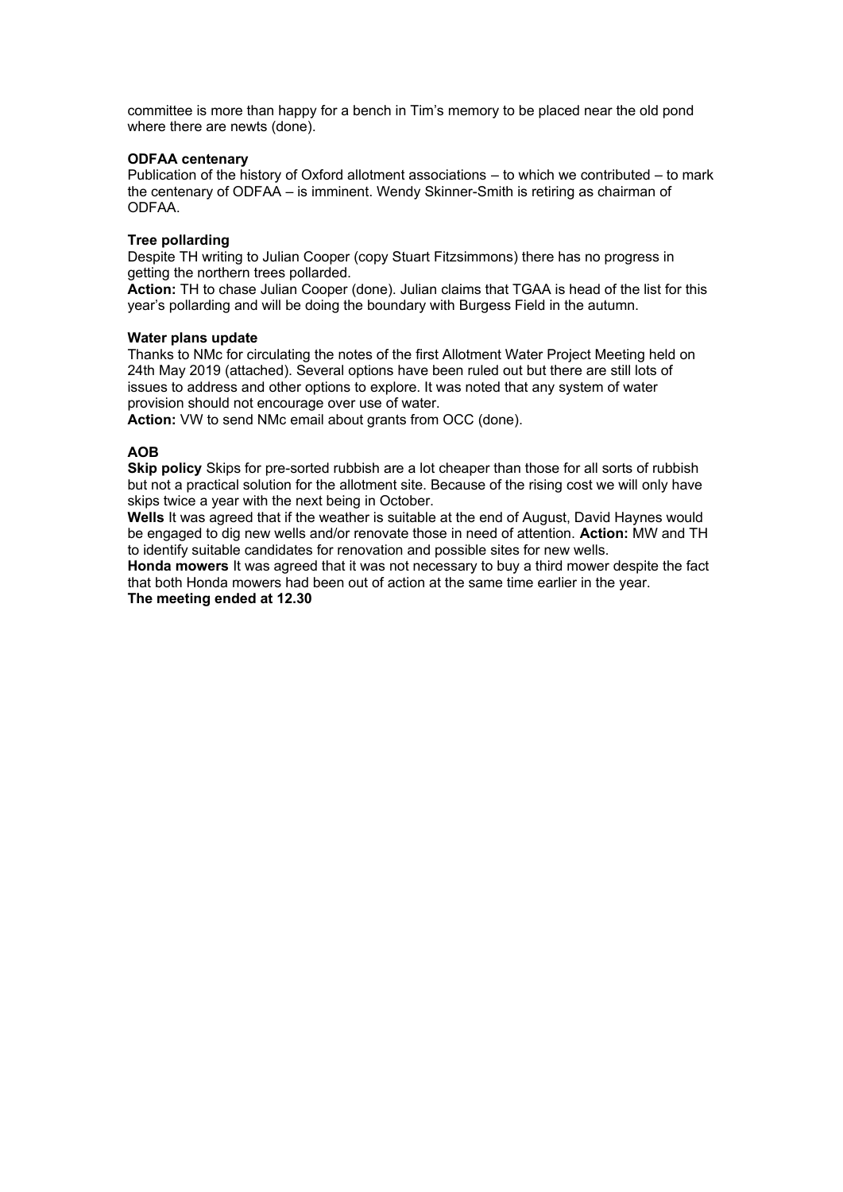committee is more than happy for a bench in Tim's memory to be placed near the old pond where there are newts (done).

**ODFAA centenary**

Publication of the history of Oxford allotment associations – to which we contributed – to mark the centenary of ODFAA – is imminent. Wendy Skinner-Smith is retiring as chairman of ODFAA.

**Tree pollarding**

Despite TH writing to Julian Cooper (copy Stuart Fitzsimmons) there has no progress in getting the northern trees pollarded.

**Action:** TH to chase Julian Cooper (done). Julian claims that TGAA is head of the list for this year's pollarding and will be doing the boundary with Burgess Field in the autumn.

**Water plans update**

Thanks to NMc for circulating the notes of the first Allotment Water Project Meeting held on 24th May 2019 (attached). Several options have been ruled out but there are still lots of issues to address and other options to explore. It was noted that any system of water provision should not encourage over use of water.

**Action:** VW to send NMc email about grants from OCC (done).

**AOB**

**Skip policy** Skips for pre-sorted rubbish are a lot cheaper than those for all sorts of rubbish but not a practical solution for the allotment site. Because of the rising cost we will only have skips twice a year with the next being in October.

**Wells** It was agreed that if the weather is suitable at the end of August, David Haynes would be engaged to dig new wells and/or renovate those in need of attention. **Action:** MW and TH to identify suitable candidates for renovation and possible sites for new wells.

**Honda mowers** It was agreed that it was not necessary to buy a third mower despite the fact that both Honda mowers had been out of action at the same time earlier in the year.

**The meeting ended at 12.30**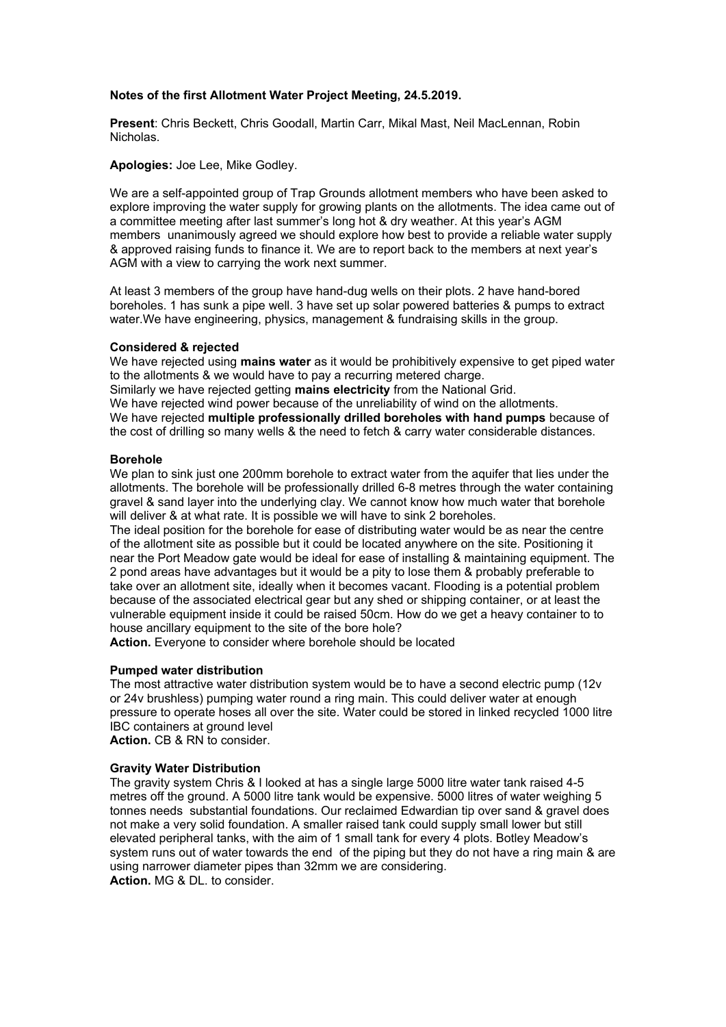**Notes of the first Allotment Water Project Meeting, 24.5.2019.**

**Present**: Chris Beckett, Chris Goodall, Martin Carr, Mikal Mast, Neil MacLennan, Robin Nicholas.

**Apologies:** Joe Lee, Mike Godley.

We are a self-appointed group of Trap Grounds allotment members who have been asked to explore improving the water supply for growing plants on the allotments. The idea came out of a committee meeting after last summer's long hot & dry weather. At this year's AGM members unanimously agreed we should explore how best to provide a reliable water supply & approved raising funds to finance it. We are to report back to the members at next year's AGM with a view to carrying the work next summer.

At least 3 members of the group have hand-dug wells on their plots. 2 have hand-bored boreholes. 1 has sunk a pipe well. 3 have set up solar powered batteries & pumps to extract water.We have engineering, physics, management & fundraising skills in the group.

**Considered & rejected**

We have rejected using **mains water** as it would be prohibitively expensive to get piped water to the allotments & we would have to pay a recurring metered charge.
Similarly we have rejected getting **mains electricity** from the National Grid.
We have rejected wind power because of the unreliability of wind on the allotments.
We have rejected **multiple professionally drilled boreholes with hand pumps** because of the cost of drilling so many wells & the need to fetch & carry water considerable distances.

**Borehole**

We plan to sink just one 200mm borehole to extract water from the aquifer that lies under the allotments. The borehole will be professionally drilled 6-8 metres through the water containing gravel & sand layer into the underlying clay. We cannot know how much water that borehole will deliver & at what rate. It is possible we will have to sink 2 boreholes.
The ideal position for the borehole for ease of distributing water would be as near the centre of the allotment site as possible but it could be located anywhere on the site. Positioning it near the Port Meadow gate would be ideal for ease of installing & maintaining equipment. The 2 pond areas have advantages but it would be a pity to lose them & probably preferable to take over an allotment site, ideally when it becomes vacant. Flooding is a potential problem because of the associated electrical gear but any shed or shipping container, or at least the vulnerable equipment inside it could be raised 50cm. How do we get a heavy container to to house ancillary equipment to the site of the bore hole?
**Action.** Everyone to consider where borehole should be located

**Pumped water distribution**

The most attractive water distribution system would be to have a second electric pump (12v or 24v brushless) pumping water round a ring main. This could deliver water at enough pressure to operate hoses all over the site. Water could be stored in linked recycled 1000 litre IBC containers at ground level
**Action.** CB & RN to consider.

**Gravity Water Distribution**

The gravity system Chris & I looked at has a single large 5000 litre water tank raised 4-5 metres off the ground. A 5000 litre tank would be expensive. 5000 litres of water weighing 5 tonnes needs substantial foundations. Our reclaimed Edwardian tip over sand & gravel does not make a very solid foundation. A smaller raised tank could supply small lower but still elevated peripheral tanks, with the aim of 1 small tank for every 4 plots. Botley Meadow's system runs out of water towards the end of the piping but they do not have a ring main & are using narrower diameter pipes than 32mm we are considering.
**Action.** MG & DL. to consider.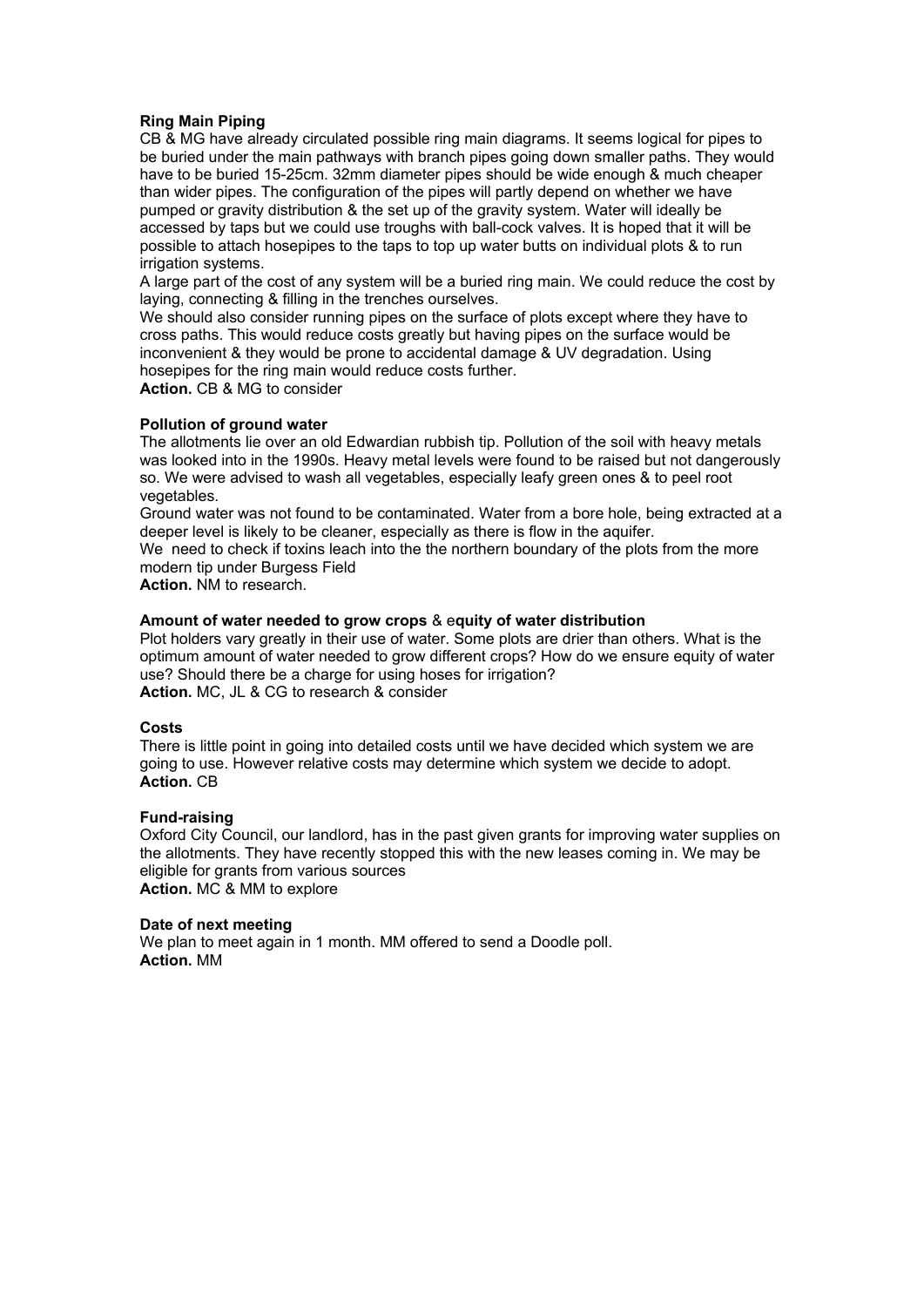**Ring Main Piping**

CB & MG have already circulated possible ring main diagrams. It seems logical for pipes to be buried under the main pathways with branch pipes going down smaller paths. They would have to be buried 15-25cm. 32mm diameter pipes should be wide enough & much cheaper than wider pipes. The configuration of the pipes will partly depend on whether we have pumped or gravity distribution & the set up of the gravity system. Water will ideally be accessed by taps but we could use troughs with ball-cock valves. It is hoped that it will be possible to attach hosepipes to the taps to top up water butts on individual plots & to run irrigation systems.

A large part of the cost of any system will be a buried ring main. We could reduce the cost by laying, connecting & filling in the trenches ourselves.

We should also consider running pipes on the surface of plots except where they have to cross paths. This would reduce costs greatly but having pipes on the surface would be inconvenient & they would be prone to accidental damage & UV degradation. Using hosepipes for the ring main would reduce costs further.

**Action.** CB & MG to consider

**Pollution of ground water**

The allotments lie over an old Edwardian rubbish tip. Pollution of the soil with heavy metals was looked into in the 1990s. Heavy metal levels were found to be raised but not dangerously so. We were advised to wash all vegetables, especially leafy green ones & to peel root vegetables.

Ground water was not found to be contaminated. Water from a bore hole, being extracted at a deeper level is likely to be cleaner, especially as there is flow in the aquifer.

We need to check if toxins leach into the the northern boundary of the plots from the more modern tip under Burgess Field

**Action.** NM to research.

**Amount of water needed to grow crops** & e**quity of water distribution**

Plot holders vary greatly in their use of water. Some plots are drier than others. What is the optimum amount of water needed to grow different crops? How do we ensure equity of water use? Should there be a charge for using hoses for irrigation?

**Action.** MC, JL & CG to research & consider

**Costs**

There is little point in going into detailed costs until we have decided which system we are going to use. However relative costs may determine which system we decide to adopt.

**Action.** CB

**Fund-raising**

Oxford City Council, our landlord, has in the past given grants for improving water supplies on the allotments. They have recently stopped this with the new leases coming in. We may be eligible for grants from various sources

**Action.** MC & MM to explore

**Date of next meeting**

We plan to meet again in 1 month. MM offered to send a Doodle poll.

**Action.** MM